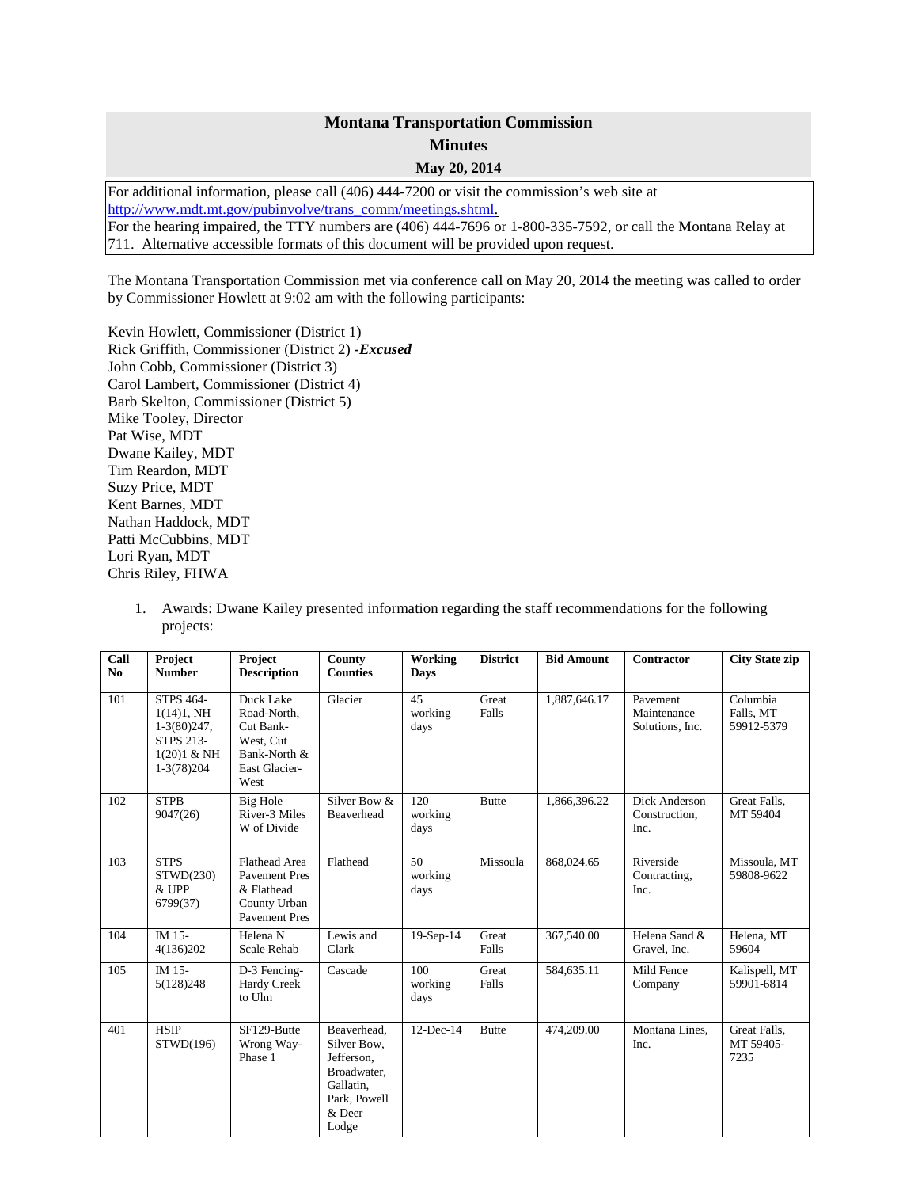# Montana Transportation Commission

## Minutes

### May 20, 2014

For additional information, please call (406) 444-7200 or visit the commission's web site at http://www.mdt.mt.gov/pubinvolve/trans_comm/meetings.shtml.
For the hearing impaired, the TTY numbers are (406) 444-7696 or 1-800-335-7592, or call the Montana Relay at 711. Alternative accessible formats of this document will be provided upon request.

The Montana Transportation Commission met via conference call on May 20, 2014 the meeting was called to order by Commissioner Howlett at 9:02 am with the following participants:

Kevin Howlett, Commissioner (District 1)
Rick Griffith, Commissioner (District 2) ***-Excused***
John Cobb, Commissioner (District 3)
Carol Lambert, Commissioner (District 4)
Barb Skelton, Commissioner (District 5)
Mike Tooley, Director
Pat Wise, MDT
Dwane Kailey, MDT
Tim Reardon, MDT
Suzy Price, MDT
Kent Barnes, MDT
Nathan Haddock, MDT
Patti McCubbins, MDT
Lori Ryan, MDT
Chris Riley, FHWA

1. Awards: Dwane Kailey presented information regarding the staff recommendations for the following projects:

| Call No | Project Number | Project Description | County Counties | Working Days | District | Bid Amount | Contractor | City State zip |
|---|---|---|---|---|---|---|---|---|
| 101 | STPS 464-1(14)1, NH 1-3(80)247, STPS 213-1(20)1 & NH 1-3(78)204 | Duck Lake Road-North, Cut Bank-West, Cut Bank-North & East Glacier-West | Glacier | 45 working days | Great Falls | 1,887,646.17 | Pavement Maintenance Solutions, Inc. | Columbia Falls, MT 59912-5379 |
| 102 | STPB 9047(26) | Big Hole River-3 Miles W of Divide | Silver Bow & Beaverhead | 120 working days | Butte | 1,866,396.22 | Dick Anderson Construction, Inc. | Great Falls, MT 59404 |
| 103 | STPS STWD(230) & UPP 6799(37) | Flathead Area Pavement Pres & Flathead County Urban Pavement Pres | Flathead | 50 working days | Missoula | 868,024.65 | Riverside Contracting, Inc. | Missoula, MT 59808-9622 |
| 104 | IM 15-4(136)202 | Helena N Scale Rehab | Lewis and Clark | 19-Sep-14 | Great Falls | 367,540.00 | Helena Sand & Gravel, Inc. | Helena, MT 59604 |
| 105 | IM 15-5(128)248 | D-3 Fencing-Hardy Creek to Ulm | Cascade | 100 working days | Great Falls | 584,635.11 | Mild Fence Company | Kalispell, MT 59901-6814 |
| 401 | HSIP STWD(196) | SF129-Butte Wrong Way-Phase 1 | Beaverhead, Silver Bow, Jefferson, Broadwater, Gallatin, Park, Powell & Deer Lodge | 12-Dec-14 | Butte | 474,209.00 | Montana Lines, Inc. | Great Falls, MT 59405-7235 |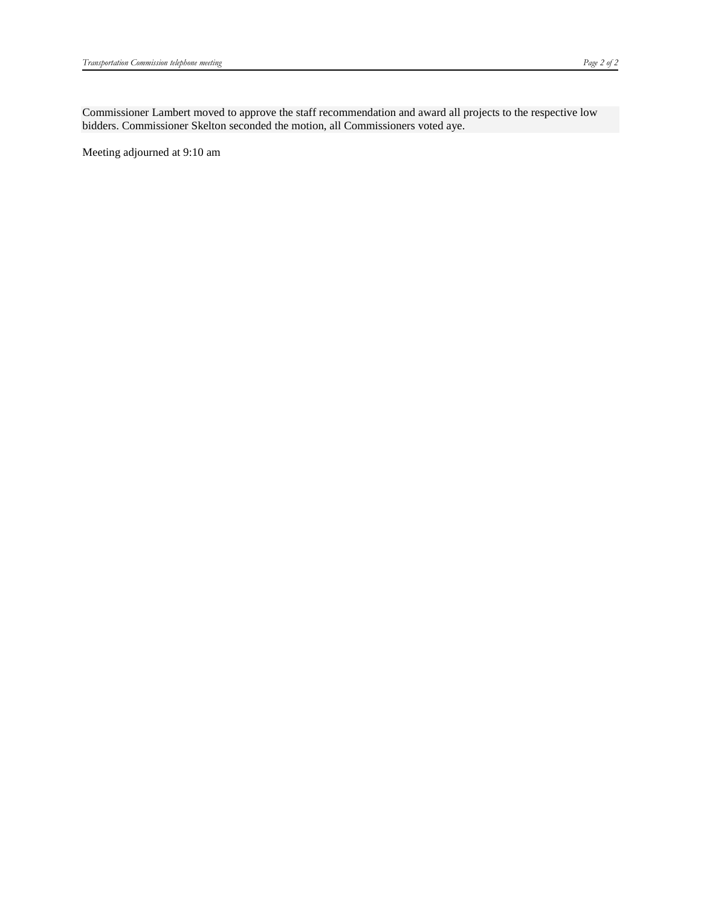Commissioner Lambert moved to approve the staff recommendation and award all projects to the respective low bidders. Commissioner Skelton seconded the motion, all Commissioners voted aye.

Meeting adjourned at 9:10 am